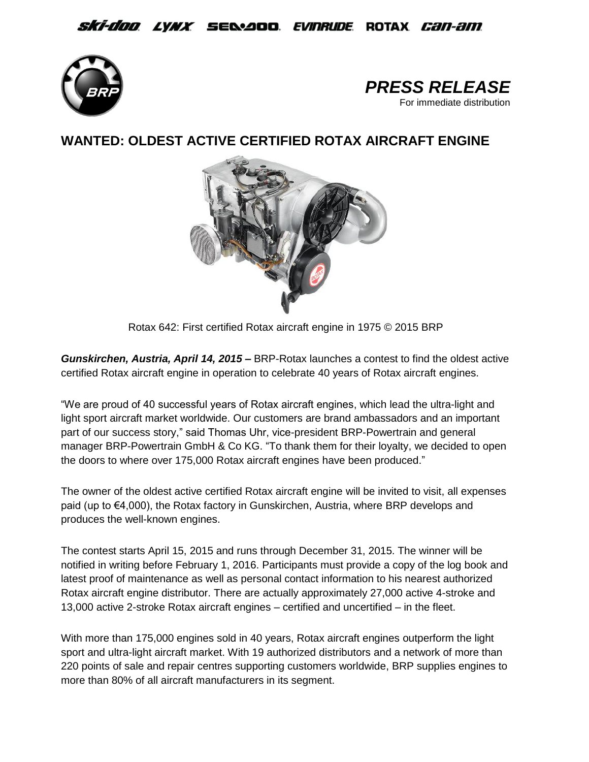ski-doo LYNX SEA-DOO EVINRUDE ROTAX can-am

***PRESS RELEASE***

For immediate distribution

# WANTED: OLDEST ACTIVE CERTIFIED ROTAX AIRCRAFT ENGINE

Rotax 642: First certified Rotax aircraft engine in 1975 © 2015 BRP

***Gunskirchen, Austria, April 14, 2015 –*** BRP-Rotax launches a contest to find the oldest active certified Rotax aircraft engine in operation to celebrate 40 years of Rotax aircraft engines.

"We are proud of 40 successful years of Rotax aircraft engines, which lead the ultra-light and light sport aircraft market worldwide. Our customers are brand ambassadors and an important part of our success story," said Thomas Uhr, vice-president BRP-Powertrain and general manager BRP-Powertrain GmbH & Co KG. "To thank them for their loyalty, we decided to open the doors to where over 175,000 Rotax aircraft engines have been produced."

The owner of the oldest active certified Rotax aircraft engine will be invited to visit, all expenses paid (up to €4,000), the Rotax factory in Gunskirchen, Austria, where BRP develops and produces the well-known engines.

The contest starts April 15, 2015 and runs through December 31, 2015. The winner will be notified in writing before February 1, 2016. Participants must provide a copy of the log book and latest proof of maintenance as well as personal contact information to his nearest authorized Rotax aircraft engine distributor. There are actually approximately 27,000 active 4-stroke and 13,000 active 2-stroke Rotax aircraft engines – certified and uncertified – in the fleet.

With more than 175,000 engines sold in 40 years, Rotax aircraft engines outperform the light sport and ultra-light aircraft market. With 19 authorized distributors and a network of more than 220 points of sale and repair centres supporting customers worldwide, BRP supplies engines to more than 80% of all aircraft manufacturers in its segment.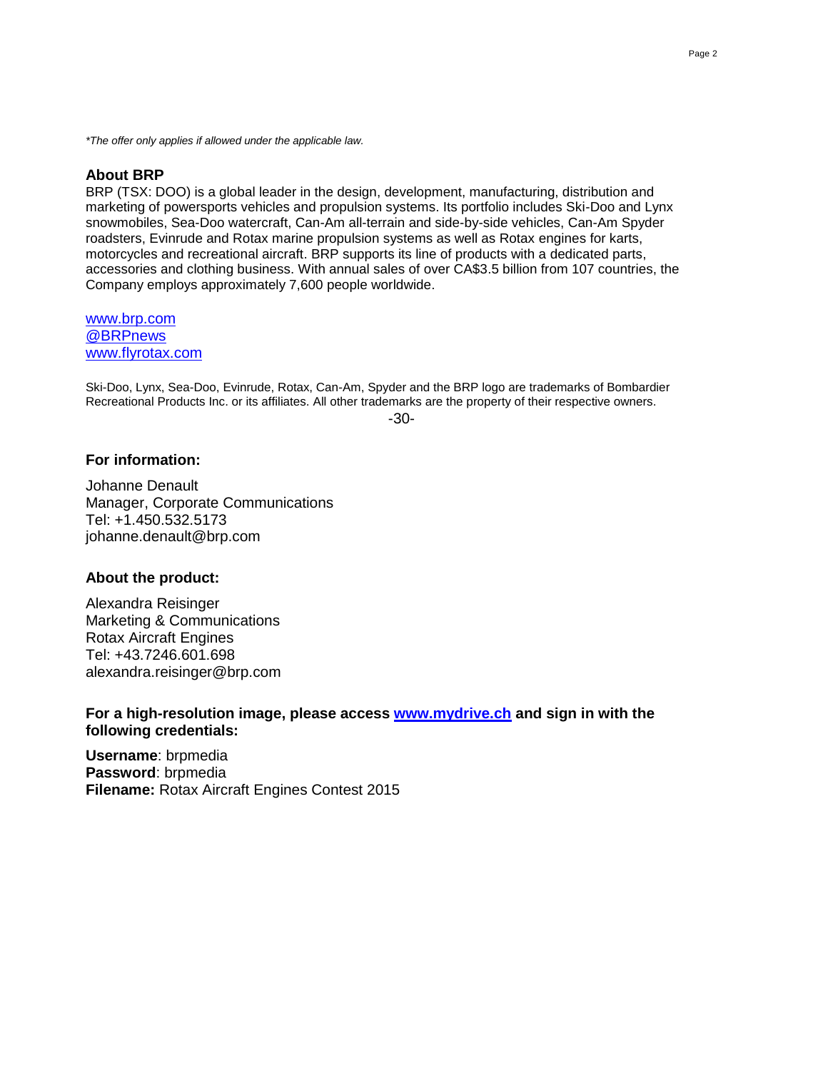*The offer only applies if allowed under the applicable law.

## About BRP

BRP (TSX: DOO) is a global leader in the design, development, manufacturing, distribution and marketing of powersports vehicles and propulsion systems. Its portfolio includes Ski-Doo and Lynx snowmobiles, Sea-Doo watercraft, Can-Am all-terrain and side-by-side vehicles, Can-Am Spyder roadsters, Evinrude and Rotax marine propulsion systems as well as Rotax engines for karts, motorcycles and recreational aircraft. BRP supports its line of products with a dedicated parts, accessories and clothing business. With annual sales of over CA$3.5 billion from 107 countries, the Company employs approximately 7,600 people worldwide.

www.brp.com
@BRPnews
www.flyrotax.com

Ski-Doo, Lynx, Sea-Doo, Evinrude, Rotax, Can-Am, Spyder and the BRP logo are trademarks of Bombardier Recreational Products Inc. or its affiliates. All other trademarks are the property of their respective owners.

-30-

### For information:

Johanne Denault
Manager, Corporate Communications
Tel: +1.450.532.5173
johanne.denault@brp.com

### About the product:

Alexandra Reisinger
Marketing & Communications
Rotax Aircraft Engines
Tel: +43.7246.601.698
alexandra.reisinger@brp.com

**For a high-resolution image, please access www.mydrive.ch and sign in with the following credentials:**

**Username**: brpmedia
**Password**: brpmedia
**Filename:** Rotax Aircraft Engines Contest 2015